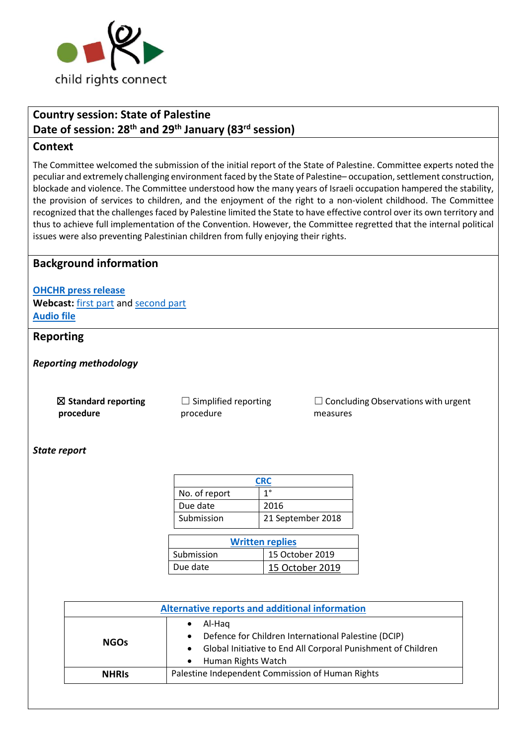child rights connect

**Country session: State of Palestine**
**Date of session: 28th and 29th January (83rd session)**

## Context

The Committee welcomed the submission of the initial report of the State of Palestine. Committee experts noted the peculiar and extremely challenging environment faced by the State of Palestine– occupation, settlement construction, blockade and violence. The Committee understood how the many years of Israeli occupation hampered the stability, the provision of services to children, and the enjoyment of the right to a non-violent childhood. The Committee recognized that the challenges faced by Palestine limited the State to have effective control over its own territory and thus to achieve full implementation of the Convention. However, the Committee regretted that the internal political issues were also preventing Palestinian children from fully enjoying their rights.

## Background information

**OHCHR press release**
**Webcast:** first part and second part
**Audio file**

## Reporting

***Reporting methodology***

☒ **Standard reporting procedure** ☐ Simplified reporting procedure ☐ Concluding Observations with urgent measures

***State report***

| CRC | |
|---|---|
| No. of report | 1° |
| Due date | 2016 |
| Submission | 21 September 2018 |

| Written replies | |
|---|---|
| Submission | 15 October 2019 |
| Due date | 15 October 2019 |

| Alternative reports and additional information | |
|---|---|
| **NGOs** | • Al-Haq<br>• Defence for Children International Palestine (DCIP)<br>• Global Initiative to End All Corporal Punishment of Children<br>• Human Rights Watch |
| **NHRIs** | Palestine Independent Commission of Human Rights |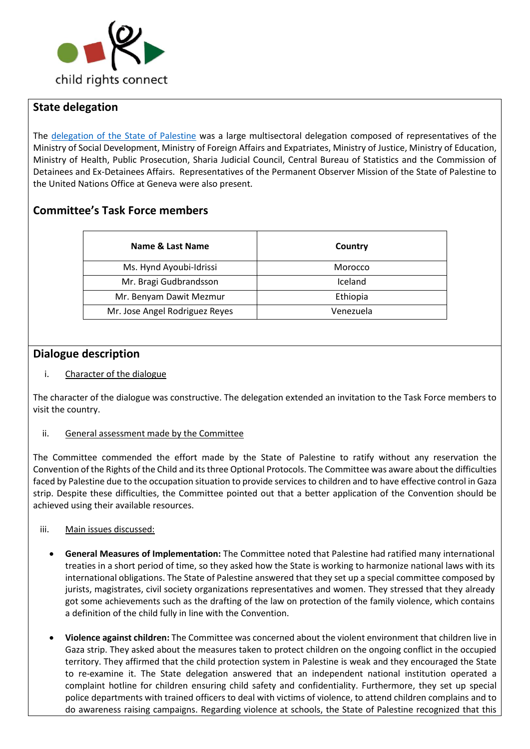## State delegation

The [delegation of the State of Palestine] was a large multisectoral delegation composed of representatives of the Ministry of Social Development, Ministry of Foreign Affairs and Expatriates, Ministry of Justice, Ministry of Education, Ministry of Health, Public Prosecution, Sharia Judicial Council, Central Bureau of Statistics and the Commission of Detainees and Ex-Detainees Affairs. Representatives of the Permanent Observer Mission of the State of Palestine to the United Nations Office at Geneva were also present.

## Committee's Task Force members

| Name & Last Name | Country |
|---|---|
| Ms. Hynd Ayoubi-Idrissi | Morocco |
| Mr. Bragi Gudbrandsson | Iceland |
| Mr. Benyam Dawit Mezmur | Ethiopia |
| Mr. Jose Angel Rodriguez Reyes | Venezuela |

## Dialogue description

i. Character of the dialogue

The character of the dialogue was constructive. The delegation extended an invitation to the Task Force members to visit the country.

ii. General assessment made by the Committee

The Committee commended the effort made by the State of Palestine to ratify without any reservation the Convention of the Rights of the Child and its three Optional Protocols. The Committee was aware about the difficulties faced by Palestine due to the occupation situation to provide services to children and to have effective control in Gaza strip. Despite these difficulties, the Committee pointed out that a better application of the Convention should be achieved using their available resources.

iii. Main issues discussed:

- **General Measures of Implementation:** The Committee noted that Palestine had ratified many international treaties in a short period of time, so they asked how the State is working to harmonize national laws with its international obligations. The State of Palestine answered that they set up a special committee composed by jurists, magistrates, civil society organizations representatives and women. They stressed that they already got some achievements such as the drafting of the law on protection of the family violence, which contains a definition of the child fully in line with the Convention.

- **Violence against children:** The Committee was concerned about the violent environment that children live in Gaza strip. They asked about the measures taken to protect children on the ongoing conflict in the occupied territory. They affirmed that the child protection system in Palestine is weak and they encouraged the State to re-examine it. The State delegation answered that an independent national institution operated a complaint hotline for children ensuring child safety and confidentiality. Furthermore, they set up special police departments with trained officers to deal with victims of violence, to attend children complains and to do awareness raising campaigns. Regarding violence at schools, the State of Palestine recognized that this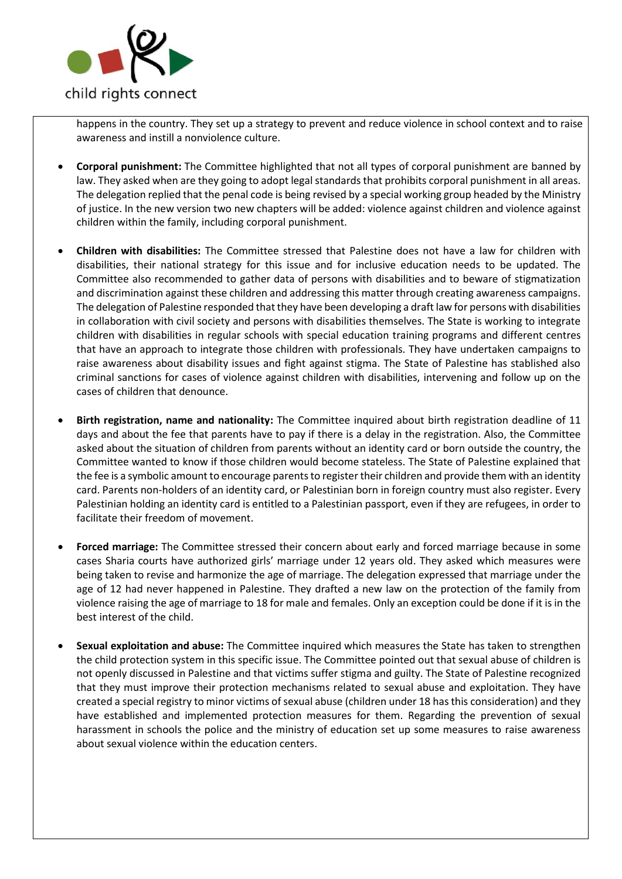happens in the country. They set up a strategy to prevent and reduce violence in school context and to raise awareness and instill a nonviolence culture.

- **Corporal punishment:** The Committee highlighted that not all types of corporal punishment are banned by law. They asked when are they going to adopt legal standards that prohibits corporal punishment in all areas. The delegation replied that the penal code is being revised by a special working group headed by the Ministry of justice. In the new version two new chapters will be added: violence against children and violence against children within the family, including corporal punishment.

- **Children with disabilities:** The Committee stressed that Palestine does not have a law for children with disabilities, their national strategy for this issue and for inclusive education needs to be updated. The Committee also recommended to gather data of persons with disabilities and to beware of stigmatization and discrimination against these children and addressing this matter through creating awareness campaigns. The delegation of Palestine responded that they have been developing a draft law for persons with disabilities in collaboration with civil society and persons with disabilities themselves. The State is working to integrate children with disabilities in regular schools with special education training programs and different centres that have an approach to integrate those children with professionals. They have undertaken campaigns to raise awareness about disability issues and fight against stigma. The State of Palestine has stablished also criminal sanctions for cases of violence against children with disabilities, intervening and follow up on the cases of children that denounce.

- **Birth registration, name and nationality:** The Committee inquired about birth registration deadline of 11 days and about the fee that parents have to pay if there is a delay in the registration. Also, the Committee asked about the situation of children from parents without an identity card or born outside the country, the Committee wanted to know if those children would become stateless. The State of Palestine explained that the fee is a symbolic amount to encourage parents to register their children and provide them with an identity card. Parents non-holders of an identity card, or Palestinian born in foreign country must also register. Every Palestinian holding an identity card is entitled to a Palestinian passport, even if they are refugees, in order to facilitate their freedom of movement.

- **Forced marriage:** The Committee stressed their concern about early and forced marriage because in some cases Sharia courts have authorized girls' marriage under 12 years old. They asked which measures were being taken to revise and harmonize the age of marriage. The delegation expressed that marriage under the age of 12 had never happened in Palestine. They drafted a new law on the protection of the family from violence raising the age of marriage to 18 for male and females. Only an exception could be done if it is in the best interest of the child.

- **Sexual exploitation and abuse:** The Committee inquired which measures the State has taken to strengthen the child protection system in this specific issue. The Committee pointed out that sexual abuse of children is not openly discussed in Palestine and that victims suffer stigma and guilty. The State of Palestine recognized that they must improve their protection mechanisms related to sexual abuse and exploitation. They have created a special registry to minor victims of sexual abuse (children under 18 has this consideration) and they have established and implemented protection measures for them. Regarding the prevention of sexual harassment in schools the police and the ministry of education set up some measures to raise awareness about sexual violence within the education centers.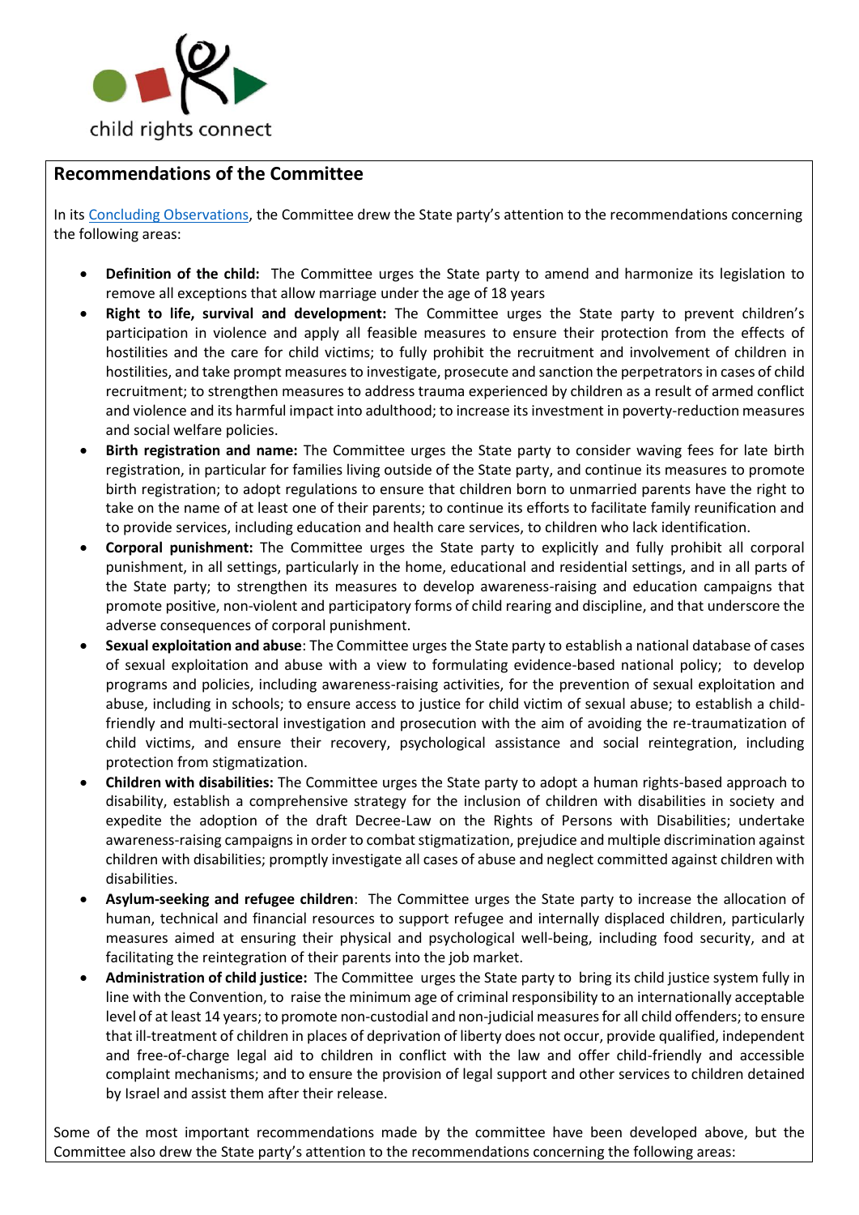## Recommendations of the Committee

In its [Concluding Observations](), the Committee drew the State party's attention to the recommendations concerning the following areas:

- **Definition of the child:** The Committee urges the State party to amend and harmonize its legislation to remove all exceptions that allow marriage under the age of 18 years
- **Right to life, survival and development:** The Committee urges the State party to prevent children's participation in violence and apply all feasible measures to ensure their protection from the effects of hostilities and the care for child victims; to fully prohibit the recruitment and involvement of children in hostilities, and take prompt measures to investigate, prosecute and sanction the perpetrators in cases of child recruitment; to strengthen measures to address trauma experienced by children as a result of armed conflict and violence and its harmful impact into adulthood; to increase its investment in poverty-reduction measures and social welfare policies.
- **Birth registration and name:** The Committee urges the State party to consider waving fees for late birth registration, in particular for families living outside of the State party, and continue its measures to promote birth registration; to adopt regulations to ensure that children born to unmarried parents have the right to take on the name of at least one of their parents; to continue its efforts to facilitate family reunification and to provide services, including education and health care services, to children who lack identification.
- **Corporal punishment:** The Committee urges the State party to explicitly and fully prohibit all corporal punishment, in all settings, particularly in the home, educational and residential settings, and in all parts of the State party; to strengthen its measures to develop awareness-raising and education campaigns that promote positive, non-violent and participatory forms of child rearing and discipline, and that underscore the adverse consequences of corporal punishment.
- **Sexual exploitation and abuse**: The Committee urges the State party to establish a national database of cases of sexual exploitation and abuse with a view to formulating evidence-based national policy; to develop programs and policies, including awareness-raising activities, for the prevention of sexual exploitation and abuse, including in schools; to ensure access to justice for child victim of sexual abuse; to establish a child-friendly and multi-sectoral investigation and prosecution with the aim of avoiding the re-traumatization of child victims, and ensure their recovery, psychological assistance and social reintegration, including protection from stigmatization.
- **Children with disabilities:** The Committee urges the State party to adopt a human rights-based approach to disability, establish a comprehensive strategy for the inclusion of children with disabilities in society and expedite the adoption of the draft Decree-Law on the Rights of Persons with Disabilities; undertake awareness-raising campaigns in order to combat stigmatization, prejudice and multiple discrimination against children with disabilities; promptly investigate all cases of abuse and neglect committed against children with disabilities.
- **Asylum-seeking and refugee children**: The Committee urges the State party to increase the allocation of human, technical and financial resources to support refugee and internally displaced children, particularly measures aimed at ensuring their physical and psychological well-being, including food security, and at facilitating the reintegration of their parents into the job market.
- **Administration of child justice:** The Committee urges the State party to bring its child justice system fully in line with the Convention, to raise the minimum age of criminal responsibility to an internationally acceptable level of at least 14 years; to promote non-custodial and non-judicial measures for all child offenders; to ensure that ill-treatment of children in places of deprivation of liberty does not occur, provide qualified, independent and free-of-charge legal aid to children in conflict with the law and offer child-friendly and accessible complaint mechanisms; and to ensure the provision of legal support and other services to children detained by Israel and assist them after their release.

Some of the most important recommendations made by the committee have been developed above, but the Committee also drew the State party's attention to the recommendations concerning the following areas: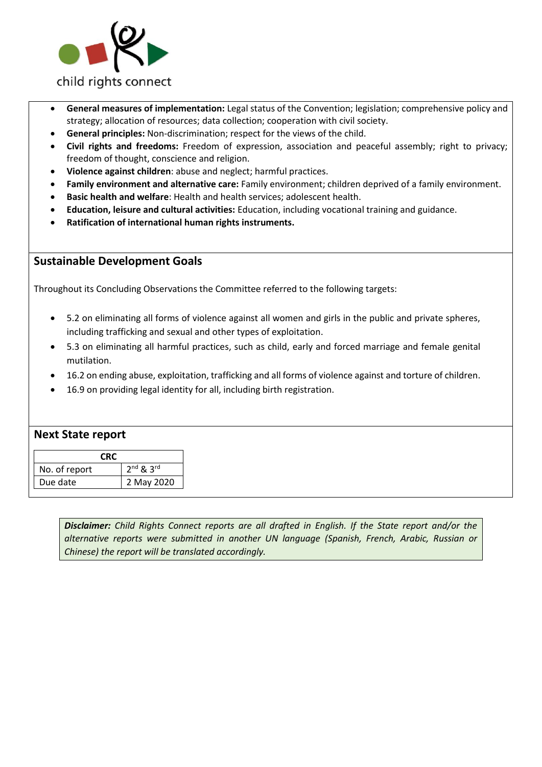- **General measures of implementation:** Legal status of the Convention; legislation; comprehensive policy and strategy; allocation of resources; data collection; cooperation with civil society.
- **General principles:** Non-discrimination; respect for the views of the child.
- **Civil rights and freedoms:** Freedom of expression, association and peaceful assembly; right to privacy; freedom of thought, conscience and religion.
- **Violence against children**: abuse and neglect; harmful practices.
- **Family environment and alternative care:** Family environment; children deprived of a family environment.
- **Basic health and welfare**: Health and health services; adolescent health.
- **Education, leisure and cultural activities:** Education, including vocational training and guidance.
- **Ratification of international human rights instruments.**

## Sustainable Development Goals

Throughout its Concluding Observations the Committee referred to the following targets:

- 5.2 on eliminating all forms of violence against all women and girls in the public and private spheres, including trafficking and sexual and other types of exploitation.
- 5.3 on eliminating all harmful practices, such as child, early and forced marriage and female genital mutilation.
- 16.2 on ending abuse, exploitation, trafficking and all forms of violence against and torture of children.
- 16.9 on providing legal identity for all, including birth registration.

## Next State report

| CRC | |
|---|---|
| No. of report | 2nd & 3rd |
| Due date | 2 May 2020 |

***Disclaimer:*** *Child Rights Connect reports are all drafted in English. If the State report and/or the alternative reports were submitted in another UN language (Spanish, French, Arabic, Russian or Chinese) the report will be translated accordingly.*